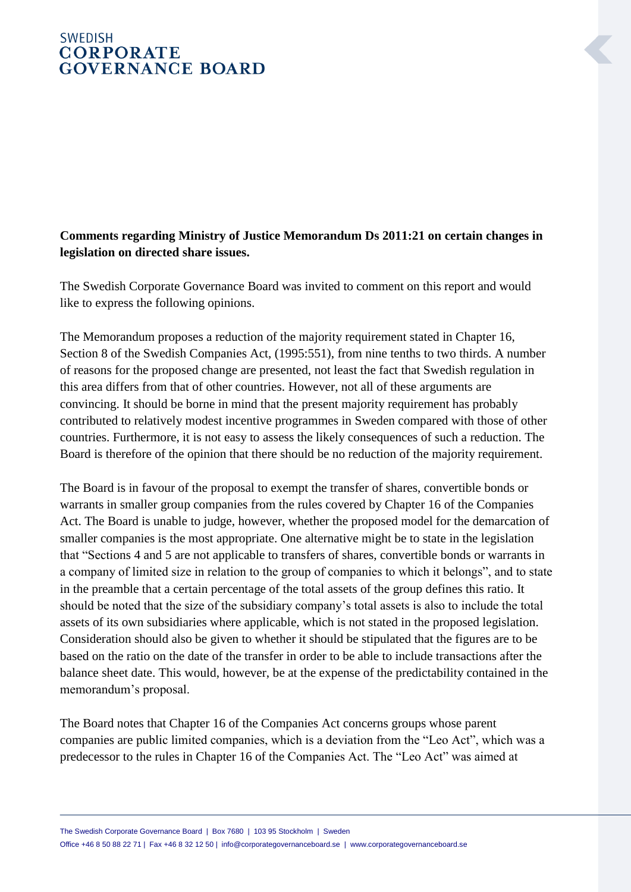SWEDISH
**CORPORATE GOVERNANCE BOARD**

**Comments regarding Ministry of Justice Memorandum Ds 2011:21 on certain changes in legislation on directed share issues.**

The Swedish Corporate Governance Board was invited to comment on this report and would like to express the following opinions.

The Memorandum proposes a reduction of the majority requirement stated in Chapter 16, Section 8 of the Swedish Companies Act, (1995:551), from nine tenths to two thirds. A number of reasons for the proposed change are presented, not least the fact that Swedish regulation in this area differs from that of other countries. However, not all of these arguments are convincing. It should be borne in mind that the present majority requirement has probably contributed to relatively modest incentive programmes in Sweden compared with those of other countries. Furthermore, it is not easy to assess the likely consequences of such a reduction. The Board is therefore of the opinion that there should be no reduction of the majority requirement.

The Board is in favour of the proposal to exempt the transfer of shares, convertible bonds or warrants in smaller group companies from the rules covered by Chapter 16 of the Companies Act. The Board is unable to judge, however, whether the proposed model for the demarcation of smaller companies is the most appropriate. One alternative might be to state in the legislation that "Sections 4 and 5 are not applicable to transfers of shares, convertible bonds or warrants in a company of limited size in relation to the group of companies to which it belongs", and to state in the preamble that a certain percentage of the total assets of the group defines this ratio. It should be noted that the size of the subsidiary company's total assets is also to include the total assets of its own subsidiaries where applicable, which is not stated in the proposed legislation. Consideration should also be given to whether it should be stipulated that the figures are to be based on the ratio on the date of the transfer in order to be able to include transactions after the balance sheet date. This would, however, be at the expense of the predictability contained in the memorandum's proposal.

The Board notes that Chapter 16 of the Companies Act concerns groups whose parent companies are public limited companies, which is a deviation from the "Leo Act", which was a predecessor to the rules in Chapter 16 of the Companies Act. The "Leo Act" was aimed at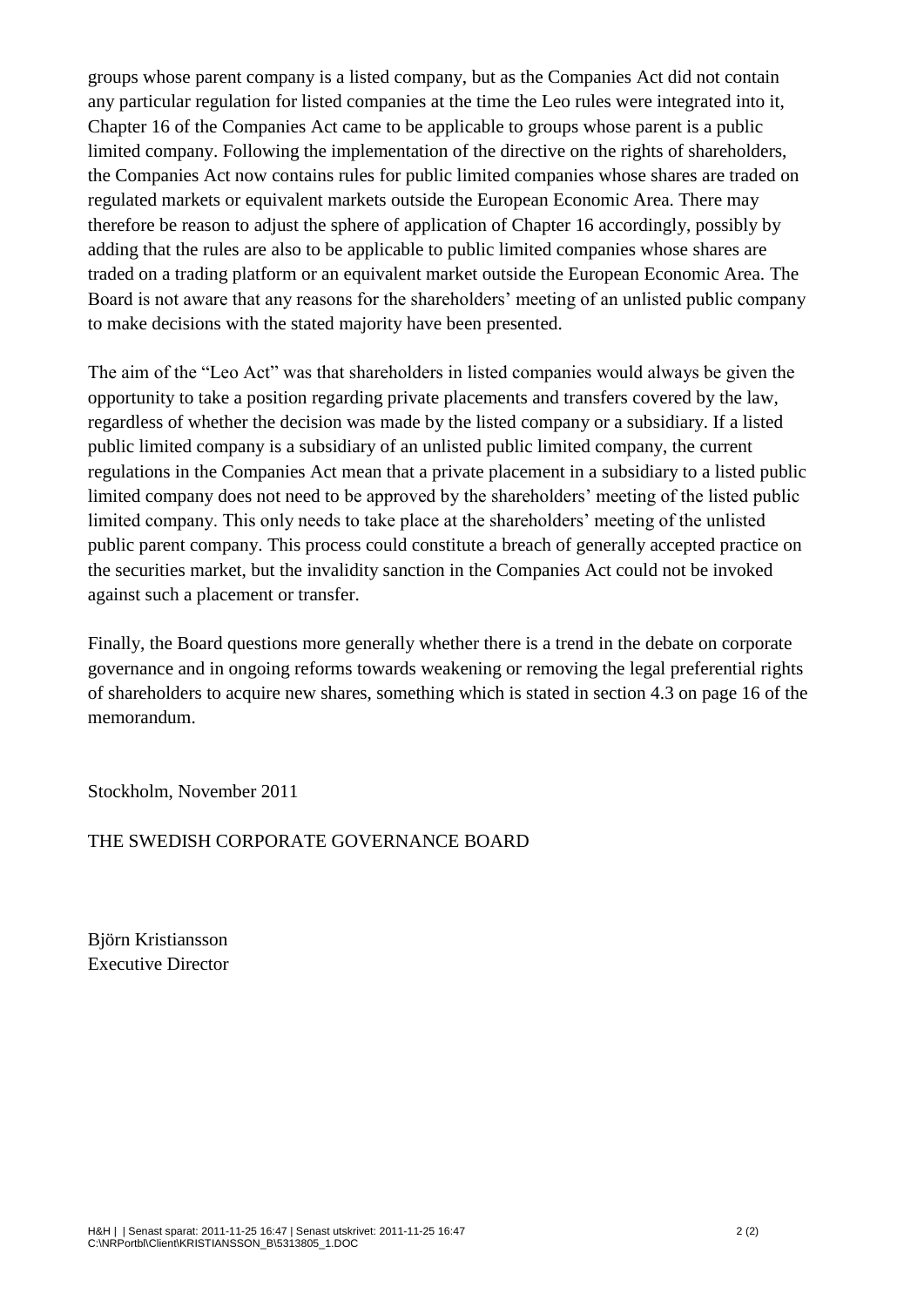groups whose parent company is a listed company, but as the Companies Act did not contain any particular regulation for listed companies at the time the Leo rules were integrated into it, Chapter 16 of the Companies Act came to be applicable to groups whose parent is a public limited company. Following the implementation of the directive on the rights of shareholders, the Companies Act now contains rules for public limited companies whose shares are traded on regulated markets or equivalent markets outside the European Economic Area. There may therefore be reason to adjust the sphere of application of Chapter 16 accordingly, possibly by adding that the rules are also to be applicable to public limited companies whose shares are traded on a trading platform or an equivalent market outside the European Economic Area. The Board is not aware that any reasons for the shareholders' meeting of an unlisted public company to make decisions with the stated majority have been presented.

The aim of the "Leo Act" was that shareholders in listed companies would always be given the opportunity to take a position regarding private placements and transfers covered by the law, regardless of whether the decision was made by the listed company or a subsidiary. If a listed public limited company is a subsidiary of an unlisted public limited company, the current regulations in the Companies Act mean that a private placement in a subsidiary to a listed public limited company does not need to be approved by the shareholders' meeting of the listed public limited company. This only needs to take place at the shareholders' meeting of the unlisted public parent company. This process could constitute a breach of generally accepted practice on the securities market, but the invalidity sanction in the Companies Act could not be invoked against such a placement or transfer.

Finally, the Board questions more generally whether there is a trend in the debate on corporate governance and in ongoing reforms towards weakening or removing the legal preferential rights of shareholders to acquire new shares, something which is stated in section 4.3 on page 16 of the memorandum.

Stockholm, November 2011

THE SWEDISH CORPORATE GOVERNANCE BOARD

Björn Kristiansson
Executive Director